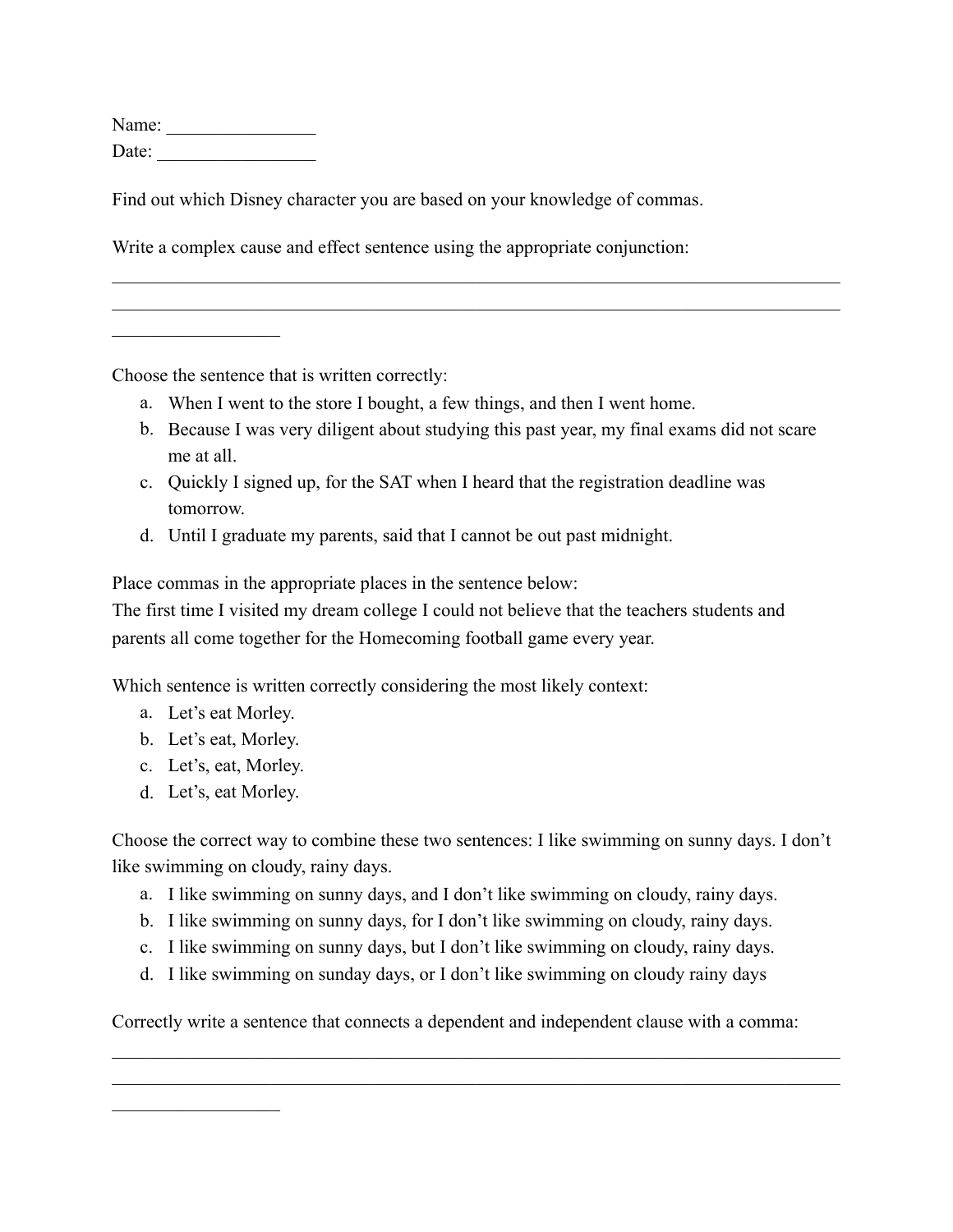Name: ________________
Date: _________________

Find out which Disney character you are based on your knowledge of commas.

Write a complex cause and effect sentence using the appropriate conjunction:
______________________________________________________________________________
______________________________________________________________________________
__________________

Choose the sentence that is written correctly:

a. When I went to the store I bought, a few things, and then I went home.
b. Because I was very diligent about studying this past year, my final exams did not scare me at all.
c. Quickly I signed up, for the SAT when I heard that the registration deadline was tomorrow.
d. Until I graduate my parents, said that I cannot be out past midnight.

Place commas in the appropriate places in the sentence below:
The first time I visited my dream college I could not believe that the teachers students and parents all come together for the Homecoming football game every year.

Which sentence is written correctly considering the most likely context:

a. Let's eat Morley.
b. Let's eat, Morley.
c. Let's, eat, Morley.
d. Let's, eat Morley.

Choose the correct way to combine these two sentences: I like swimming on sunny days. I don't like swimming on cloudy, rainy days.

a. I like swimming on sunny days, and I don't like swimming on cloudy, rainy days.
b. I like swimming on sunny days, for I don't like swimming on cloudy, rainy days.
c. I like swimming on sunny days, but I don't like swimming on cloudy, rainy days.
d. I like swimming on sunday days, or I don't like swimming on cloudy rainy days

Correctly write a sentence that connects a dependent and independent clause with a comma:
______________________________________________________________________________
______________________________________________________________________________
__________________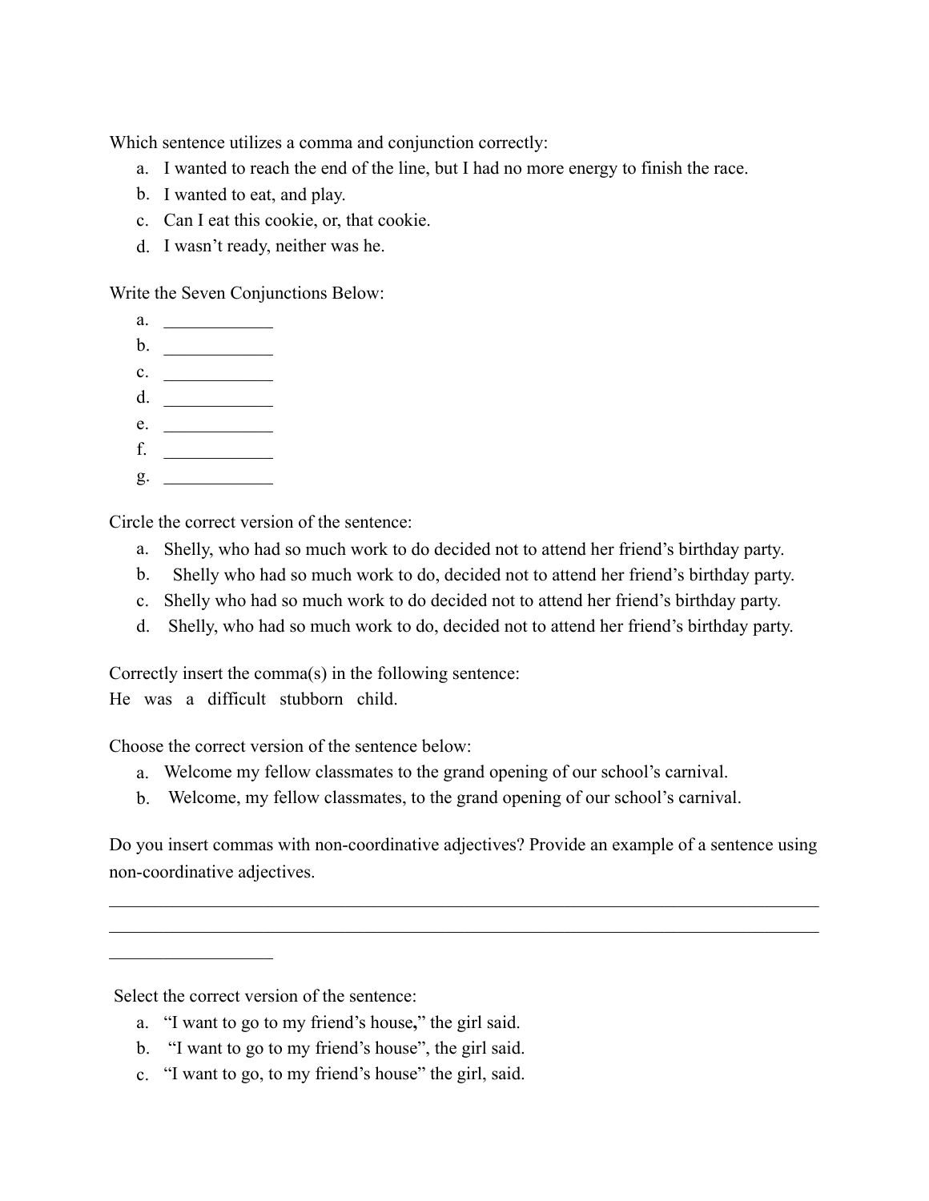Which sentence utilizes a comma and conjunction correctly:

a. I wanted to reach the end of the line, but I had no more energy to finish the race.
b. I wanted to eat, and play.
c. Can I eat this cookie, or, that cookie.
d. I wasn't ready, neither was he.

Write the Seven Conjunctions Below:

a. ____________
b. ____________
c. ____________
d. ____________
e. ____________
f. ____________
g. ____________

Circle the correct version of the sentence:

a. Shelly, who had so much work to do decided not to attend her friend's birthday party.
b. Shelly who had so much work to do, decided not to attend her friend's birthday party.
c. Shelly who had so much work to do decided not to attend her friend's birthday party.
d. Shelly, who had so much work to do, decided not to attend her friend's birthday party.

Correctly insert the comma(s) in the following sentence:

He was a difficult stubborn child.

Choose the correct version of the sentence below:

a. Welcome my fellow classmates to the grand opening of our school's carnival.
b. Welcome, my fellow classmates, to the grand opening of our school's carnival.

Do you insert commas with non-coordinative adjectives? Provide an example of a sentence using non-coordinative adjectives.

______________________________________________________________________________
______________________________________________________________________________
__________________

Select the correct version of the sentence:

a. "I want to go to my friend's house**,**" the girl said.
b. "I want to go to my friend's house", the girl said.
c. "I want to go, to my friend's house" the girl, said.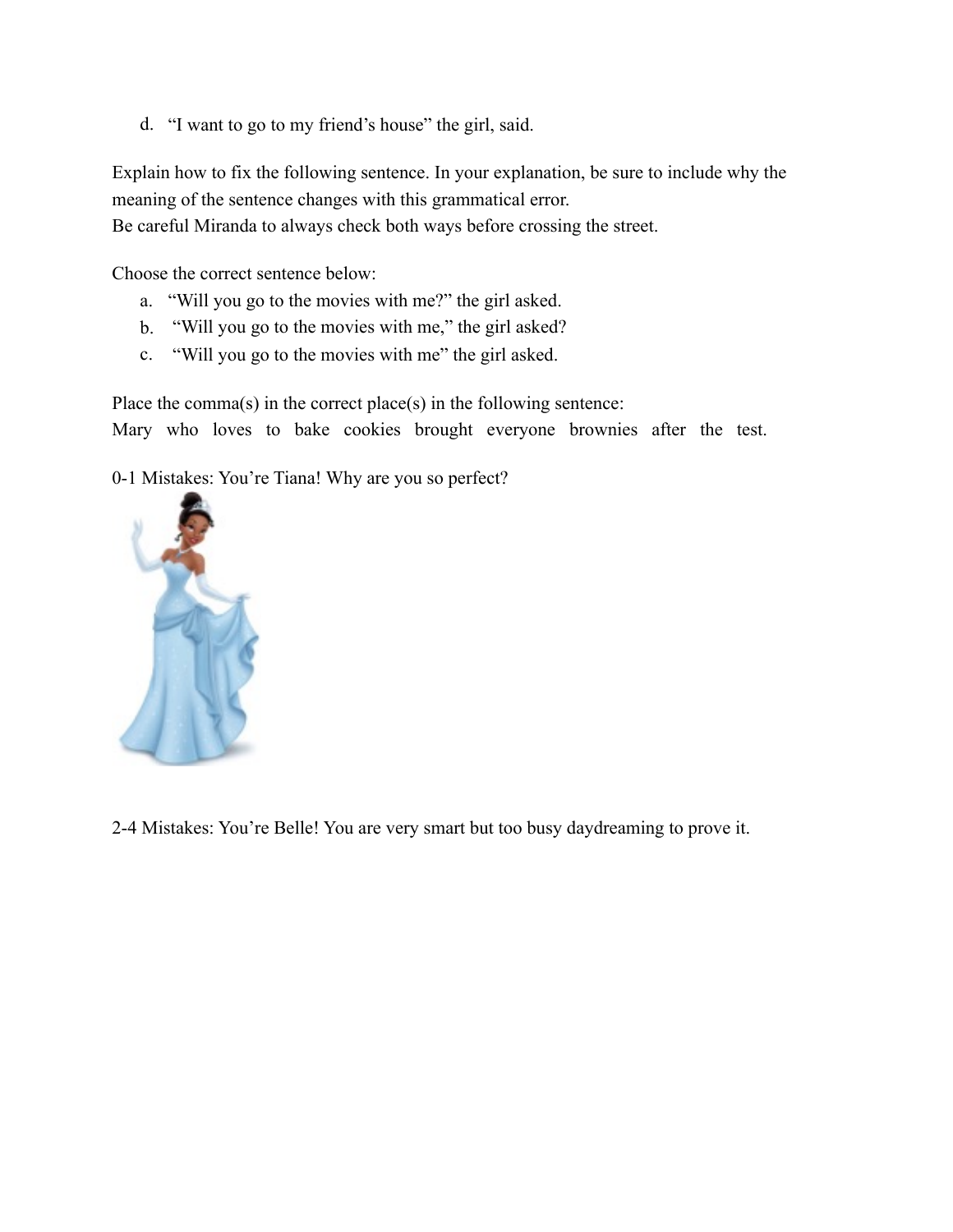d. "I want to go to my friend's house" the girl, said.

Explain how to fix the following sentence. In your explanation, be sure to include why the meaning of the sentence changes with this grammatical error.
Be careful Miranda to always check both ways before crossing the street.

Choose the correct sentence below:

a. "Will you go to the movies with me?" the girl asked.
b. "Will you go to the movies with me," the girl asked?
c. "Will you go to the movies with me" the girl asked.

Place the comma(s) in the correct place(s) in the following sentence:
Mary who loves to bake cookies brought everyone brownies after the test.

0-1 Mistakes: You're Tiana! Why are you so perfect?

2-4 Mistakes: You're Belle! You are very smart but too busy daydreaming to prove it.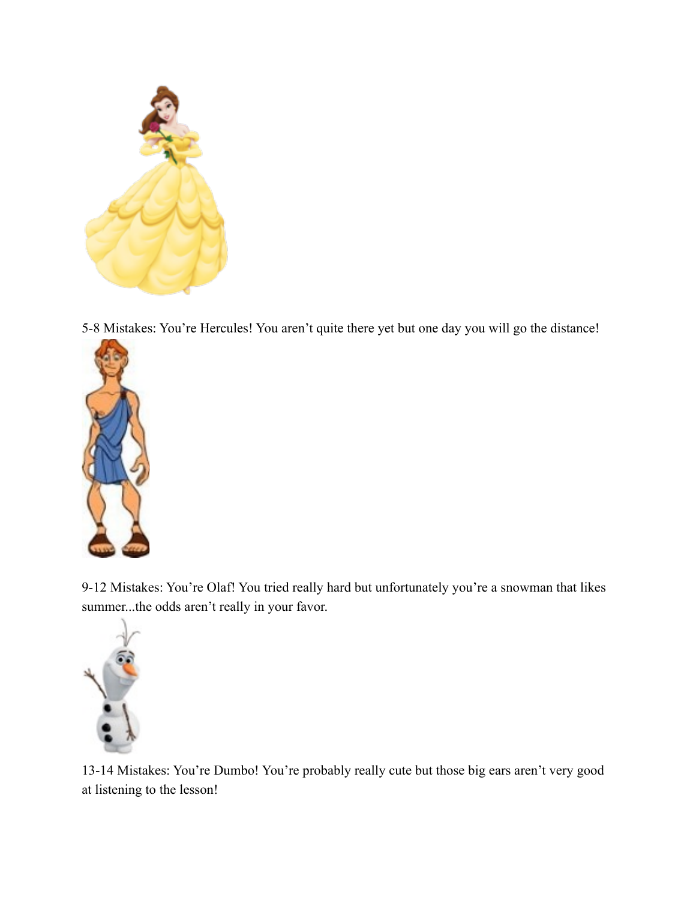5-8 Mistakes: You're Hercules! You aren't quite there yet but one day you will go the distance!

9-12 Mistakes: You're Olaf! You tried really hard but unfortunately you're a snowman that likes summer...the odds aren't really in your favor.

13-14 Mistakes: You're Dumbo! You're probably really cute but those big ears aren't very good at listening to the lesson!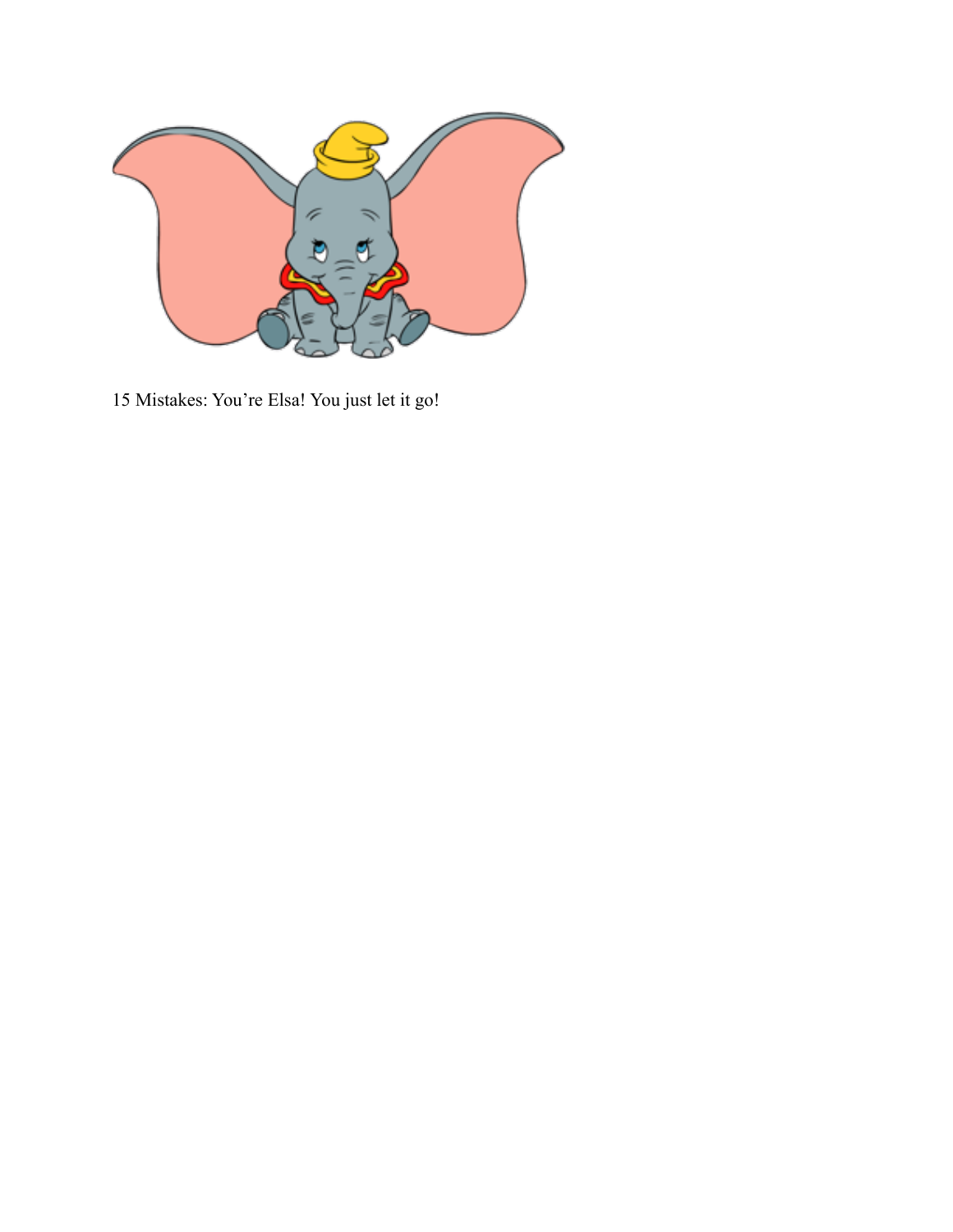15 Mistakes: You’re Elsa! You just let it go!